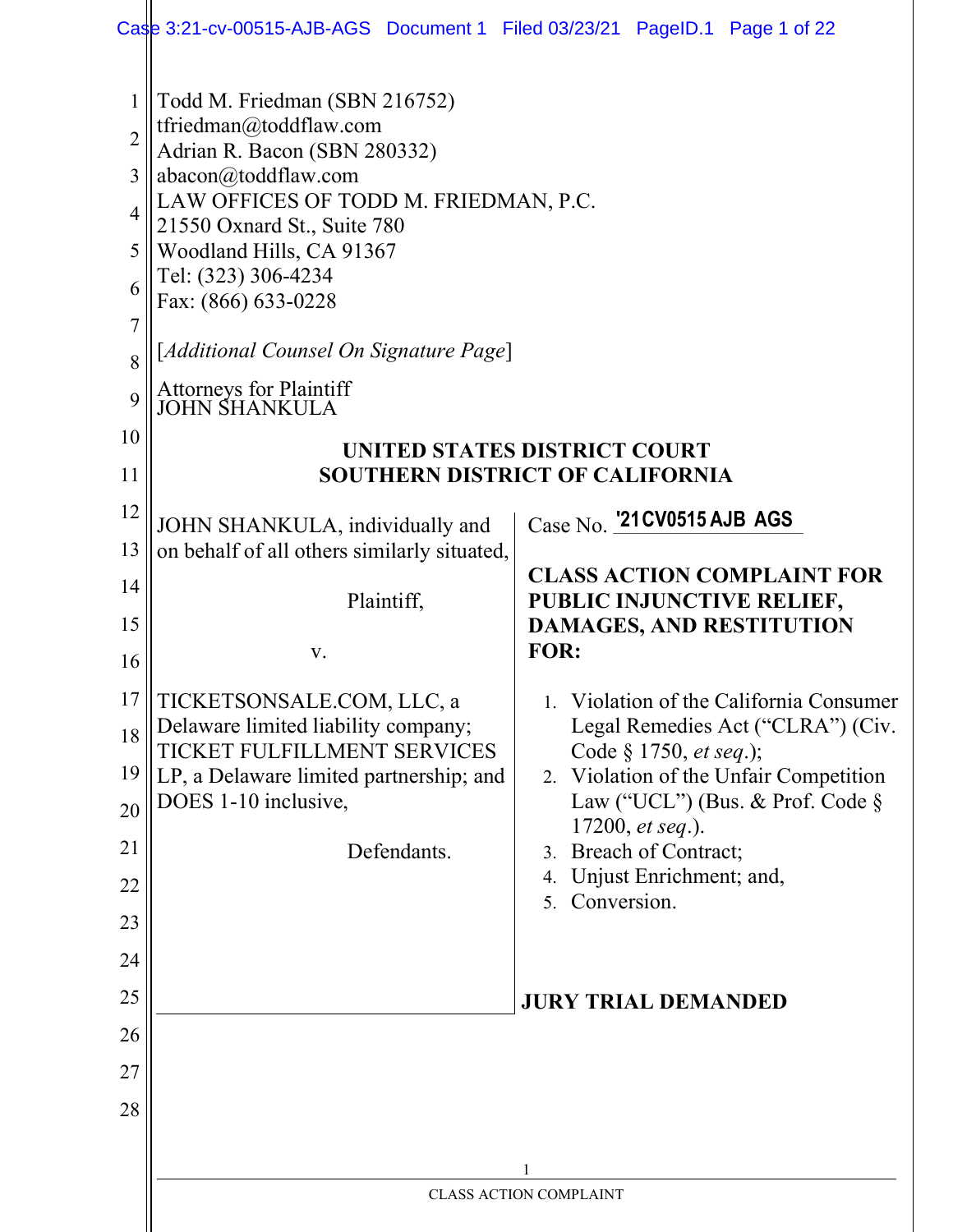Todd M. Friedman (SBN 216752)
tfriedman@toddflaw.com
Adrian R. Bacon (SBN 280332)
abacon@toddflaw.com
LAW OFFICES OF TODD M. FRIEDMAN, P.C.
21550 Oxnard St., Suite 780
Woodland Hills, CA 91367
Tel: (323) 306-4234
Fax: (866) 633-0228

[*Additional Counsel On Signature Page*]

Attorneys for Plaintiff
JOHN SHANKULA

**UNITED STATES DISTRICT COURT**
**SOUTHERN DISTRICT OF CALIFORNIA**

| | |
|---|---|
| JOHN SHANKULA, individually and on behalf of all others similarly situated,<br><br>Plaintiff,<br><br>v.<br><br>TICKETSONSALE.COM, LLC, a Delaware limited liability company; TICKET FULFILLMENT SERVICES LP, a Delaware limited partnership; and DOES 1-10 inclusive,<br><br>Defendants. | Case No. '21CV0515 AJB AGS<br><br>**CLASS ACTION COMPLAINT FOR PUBLIC INJUNCTIVE RELIEF, DAMAGES, AND RESTITUTION FOR:**<br><br>1. Violation of the California Consumer Legal Remedies Act ("CLRA") (Civ. Code § 1750, *et seq.*);<br>2. Violation of the Unfair Competition Law ("UCL") (Bus. & Prof. Code § 17200, *et seq.*).<br>3. Breach of Contract;<br>4. Unjust Enrichment; and,<br>5. Conversion.<br><br>**JURY TRIAL DEMANDED** |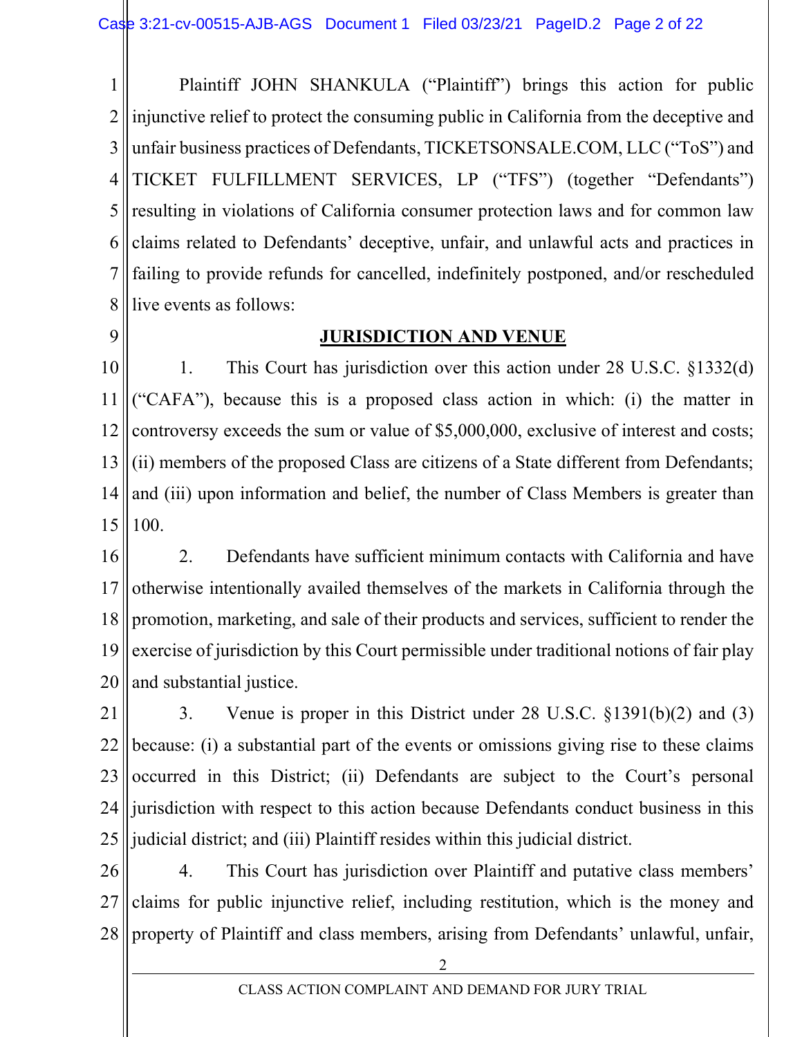Plaintiff JOHN SHANKULA ("Plaintiff") brings this action for public injunctive relief to protect the consuming public in California from the deceptive and unfair business practices of Defendants, TICKETSONSALE.COM, LLC ("ToS") and TICKET FULFILLMENT SERVICES, LP ("TFS") (together "Defendants") resulting in violations of California consumer protection laws and for common law claims related to Defendants' deceptive, unfair, and unlawful acts and practices in failing to provide refunds for cancelled, indefinitely postponed, and/or rescheduled live events as follows:

## JURISDICTION AND VENUE

1. This Court has jurisdiction over this action under 28 U.S.C. §1332(d) ("CAFA"), because this is a proposed class action in which: (i) the matter in controversy exceeds the sum or value of $5,000,000, exclusive of interest and costs; (ii) members of the proposed Class are citizens of a State different from Defendants; and (iii) upon information and belief, the number of Class Members is greater than 100.

2. Defendants have sufficient minimum contacts with California and have otherwise intentionally availed themselves of the markets in California through the promotion, marketing, and sale of their products and services, sufficient to render the exercise of jurisdiction by this Court permissible under traditional notions of fair play and substantial justice.

3. Venue is proper in this District under 28 U.S.C. §1391(b)(2) and (3) because: (i) a substantial part of the events or omissions giving rise to these claims occurred in this District; (ii) Defendants are subject to the Court's personal jurisdiction with respect to this action because Defendants conduct business in this judicial district; and (iii) Plaintiff resides within this judicial district.

4. This Court has jurisdiction over Plaintiff and putative class members' claims for public injunctive relief, including restitution, which is the money and property of Plaintiff and class members, arising from Defendants' unlawful, unfair,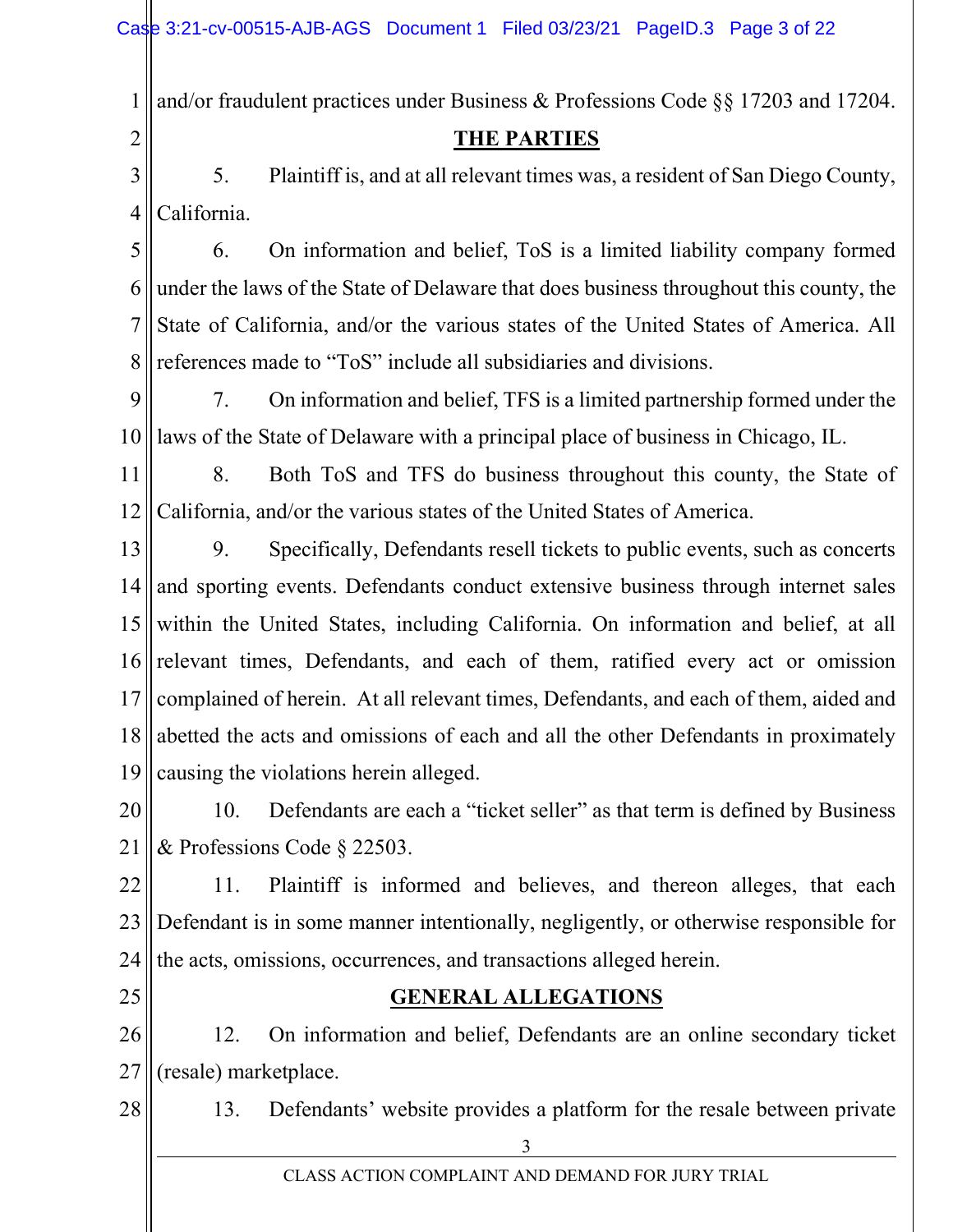and/or fraudulent practices under Business & Professions Code §§ 17203 and 17204.

## THE PARTIES

5. Plaintiff is, and at all relevant times was, a resident of San Diego County, California.

6. On information and belief, ToS is a limited liability company formed under the laws of the State of Delaware that does business throughout this county, the State of California, and/or the various states of the United States of America. All references made to "ToS" include all subsidiaries and divisions.

7. On information and belief, TFS is a limited partnership formed under the laws of the State of Delaware with a principal place of business in Chicago, IL.

8. Both ToS and TFS do business throughout this county, the State of California, and/or the various states of the United States of America.

9. Specifically, Defendants resell tickets to public events, such as concerts and sporting events. Defendants conduct extensive business through internet sales within the United States, including California. On information and belief, at all relevant times, Defendants, and each of them, ratified every act or omission complained of herein. At all relevant times, Defendants, and each of them, aided and abetted the acts and omissions of each and all the other Defendants in proximately causing the violations herein alleged.

10. Defendants are each a "ticket seller" as that term is defined by Business & Professions Code § 22503.

11. Plaintiff is informed and believes, and thereon alleges, that each Defendant is in some manner intentionally, negligently, or otherwise responsible for the acts, omissions, occurrences, and transactions alleged herein.

## GENERAL ALLEGATIONS

12. On information and belief, Defendants are an online secondary ticket (resale) marketplace.

13. Defendants' website provides a platform for the resale between private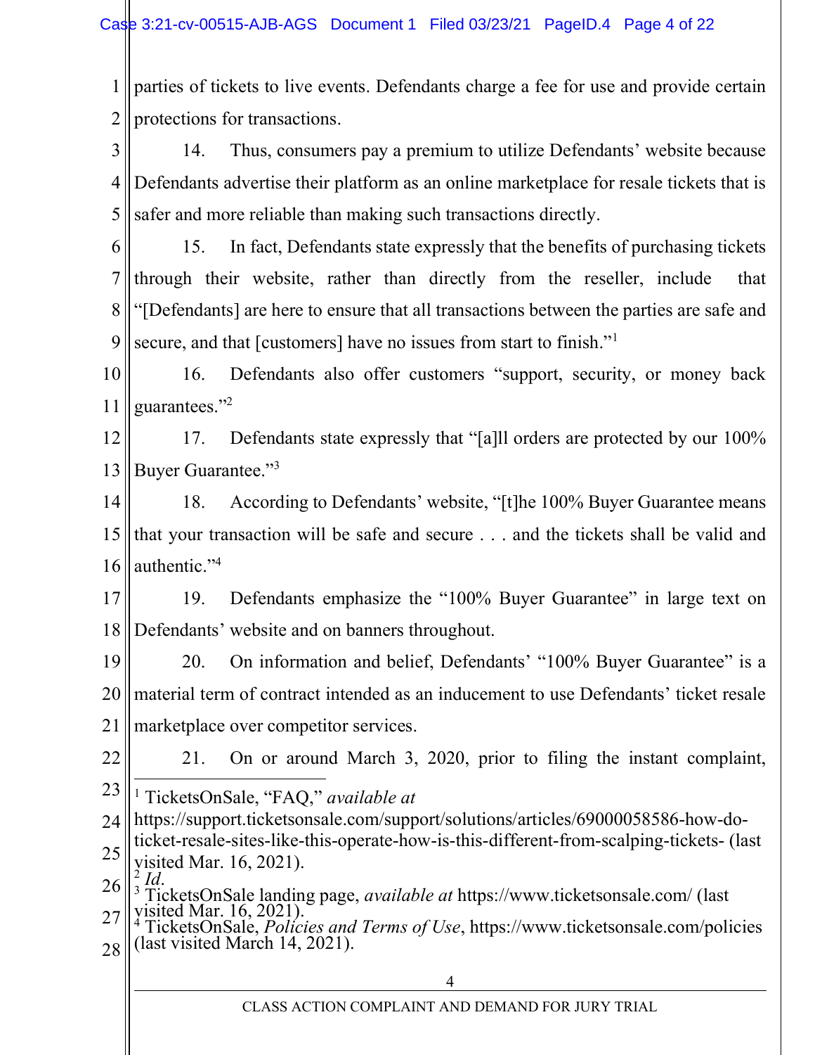parties of tickets to live events. Defendants charge a fee for use and provide certain protections for transactions.

14. Thus, consumers pay a premium to utilize Defendants' website because Defendants advertise their platform as an online marketplace for resale tickets that is safer and more reliable than making such transactions directly.

15. In fact, Defendants state expressly that the benefits of purchasing tickets through their website, rather than directly from the reseller, include that "[Defendants] are here to ensure that all transactions between the parties are safe and secure, and that [customers] have no issues from start to finish."[1]

16. Defendants also offer customers "support, security, or money back guarantees."[2]

17. Defendants state expressly that "[a]ll orders are protected by our 100% Buyer Guarantee."[3]

18. According to Defendants' website, "[t]he 100% Buyer Guarantee means that your transaction will be safe and secure . . . and the tickets shall be valid and authentic."[4]

19. Defendants emphasize the "100% Buyer Guarantee" in large text on Defendants' website and on banners throughout.

20. On information and belief, Defendants' "100% Buyer Guarantee" is a material term of contract intended as an inducement to use Defendants' ticket resale marketplace over competitor services.

21. On or around March 3, 2020, prior to filing the instant complaint,

---

[1] TicketsOnSale, "FAQ," *available at* https://support.ticketsonsale.com/support/solutions/articles/69000058586-how-do-ticket-resale-sites-like-this-operate-how-is-this-different-from-scalping-tickets- (last visited Mar. 16, 2021).

[2] *Id*.

[3] TicketsOnSale landing page, *available at* https://www.ticketsonsale.com/ (last visited Mar. 16, 2021).

[4] TicketsOnSale, *Policies and Terms of Use*, https://www.ticketsonsale.com/policies (last visited March 14, 2021).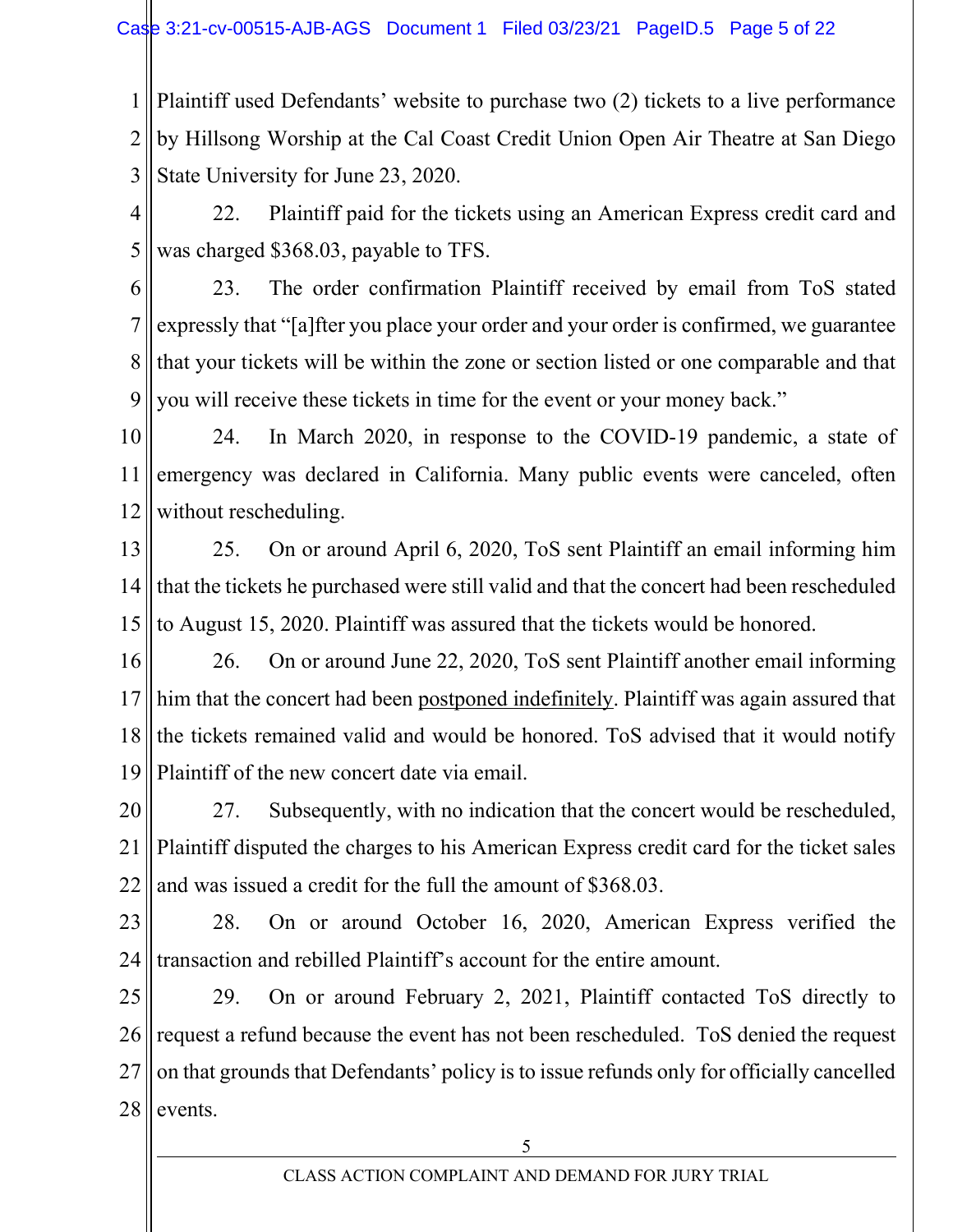Plaintiff used Defendants' website to purchase two (2) tickets to a live performance by Hillsong Worship at the Cal Coast Credit Union Open Air Theatre at San Diego State University for June 23, 2020.

22. Plaintiff paid for the tickets using an American Express credit card and was charged $368.03, payable to TFS.

23. The order confirmation Plaintiff received by email from ToS stated expressly that "[a]fter you place your order and your order is confirmed, we guarantee that your tickets will be within the zone or section listed or one comparable and that you will receive these tickets in time for the event or your money back."

24. In March 2020, in response to the COVID-19 pandemic, a state of emergency was declared in California. Many public events were canceled, often without rescheduling.

25. On or around April 6, 2020, ToS sent Plaintiff an email informing him that the tickets he purchased were still valid and that the concert had been rescheduled to August 15, 2020. Plaintiff was assured that the tickets would be honored.

26. On or around June 22, 2020, ToS sent Plaintiff another email informing him that the concert had been <u>postponed indefinitely</u>. Plaintiff was again assured that the tickets remained valid and would be honored. ToS advised that it would notify Plaintiff of the new concert date via email.

27. Subsequently, with no indication that the concert would be rescheduled, Plaintiff disputed the charges to his American Express credit card for the ticket sales and was issued a credit for the full the amount of $368.03.

28. On or around October 16, 2020, American Express verified the transaction and rebilled Plaintiff's account for the entire amount.

29. On or around February 2, 2021, Plaintiff contacted ToS directly to request a refund because the event has not been rescheduled. ToS denied the request on that grounds that Defendants' policy is to issue refunds only for officially cancelled events.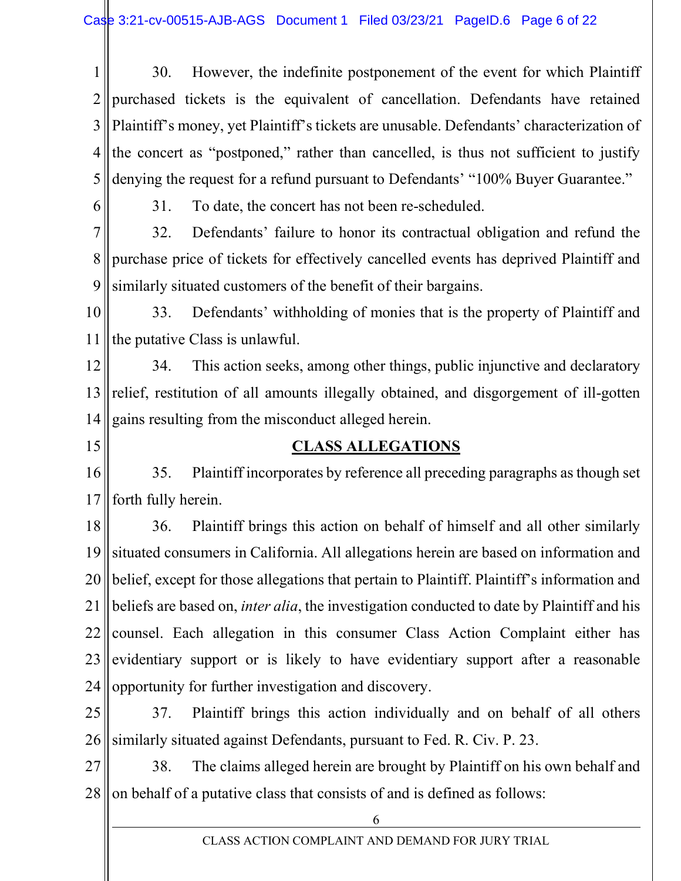30. However, the indefinite postponement of the event for which Plaintiff purchased tickets is the equivalent of cancellation. Defendants have retained Plaintiff's money, yet Plaintiff's tickets are unusable. Defendants' characterization of the concert as "postponed," rather than cancelled, is thus not sufficient to justify denying the request for a refund pursuant to Defendants' "100% Buyer Guarantee."

31. To date, the concert has not been re-scheduled.

32. Defendants' failure to honor its contractual obligation and refund the purchase price of tickets for effectively cancelled events has deprived Plaintiff and similarly situated customers of the benefit of their bargains.

33. Defendants' withholding of monies that is the property of Plaintiff and the putative Class is unlawful.

34. This action seeks, among other things, public injunctive and declaratory relief, restitution of all amounts illegally obtained, and disgorgement of ill-gotten gains resulting from the misconduct alleged herein.

## CLASS ALLEGATIONS

35. Plaintiff incorporates by reference all preceding paragraphs as though set forth fully herein.

36. Plaintiff brings this action on behalf of himself and all other similarly situated consumers in California. All allegations herein are based on information and belief, except for those allegations that pertain to Plaintiff. Plaintiff's information and beliefs are based on, *inter alia*, the investigation conducted to date by Plaintiff and his counsel. Each allegation in this consumer Class Action Complaint either has evidentiary support or is likely to have evidentiary support after a reasonable opportunity for further investigation and discovery.

37. Plaintiff brings this action individually and on behalf of all others similarly situated against Defendants, pursuant to Fed. R. Civ. P. 23.

38. The claims alleged herein are brought by Plaintiff on his own behalf and on behalf of a putative class that consists of and is defined as follows: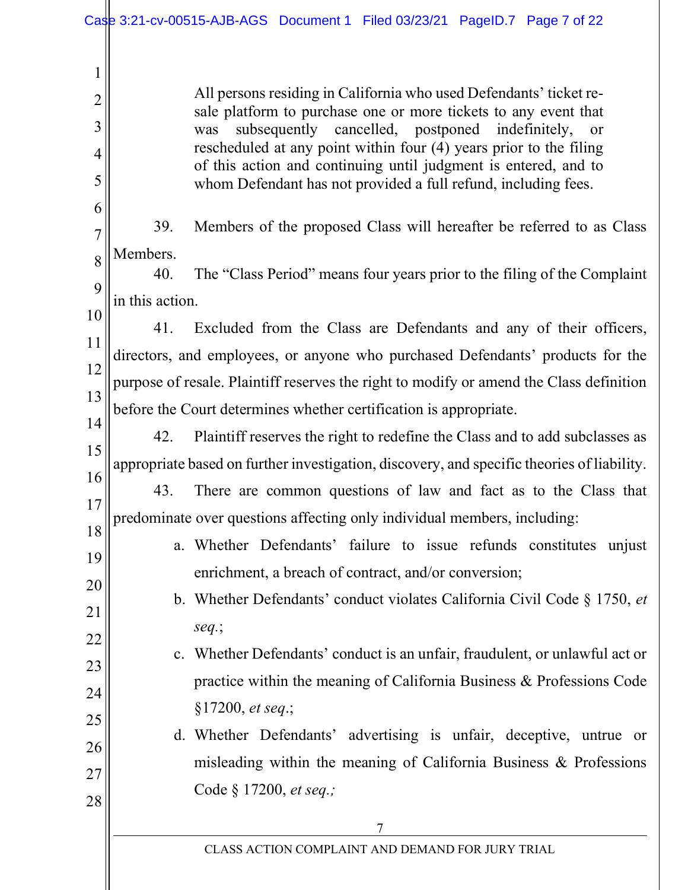> All persons residing in California who used Defendants' ticket re-sale platform to purchase one or more tickets to any event that was subsequently cancelled, postponed indefinitely, or rescheduled at any point within four (4) years prior to the filing of this action and continuing until judgment is entered, and to whom Defendant has not provided a full refund, including fees.

39. Members of the proposed Class will hereafter be referred to as Class Members.

40. The "Class Period" means four years prior to the filing of the Complaint in this action.

41. Excluded from the Class are Defendants and any of their officers, directors, and employees, or anyone who purchased Defendants' products for the purpose of resale. Plaintiff reserves the right to modify or amend the Class definition before the Court determines whether certification is appropriate.

42. Plaintiff reserves the right to redefine the Class and to add subclasses as appropriate based on further investigation, discovery, and specific theories of liability.

43. There are common questions of law and fact as to the Class that predominate over questions affecting only individual members, including:

a. Whether Defendants' failure to issue refunds constitutes unjust enrichment, a breach of contract, and/or conversion;

b. Whether Defendants' conduct violates California Civil Code § 1750, *et seq.*;

c. Whether Defendants' conduct is an unfair, fraudulent, or unlawful act or practice within the meaning of California Business & Professions Code §17200, *et seq*.;

d. Whether Defendants' advertising is unfair, deceptive, untrue or misleading within the meaning of California Business & Professions Code § 17200, *et seq.;*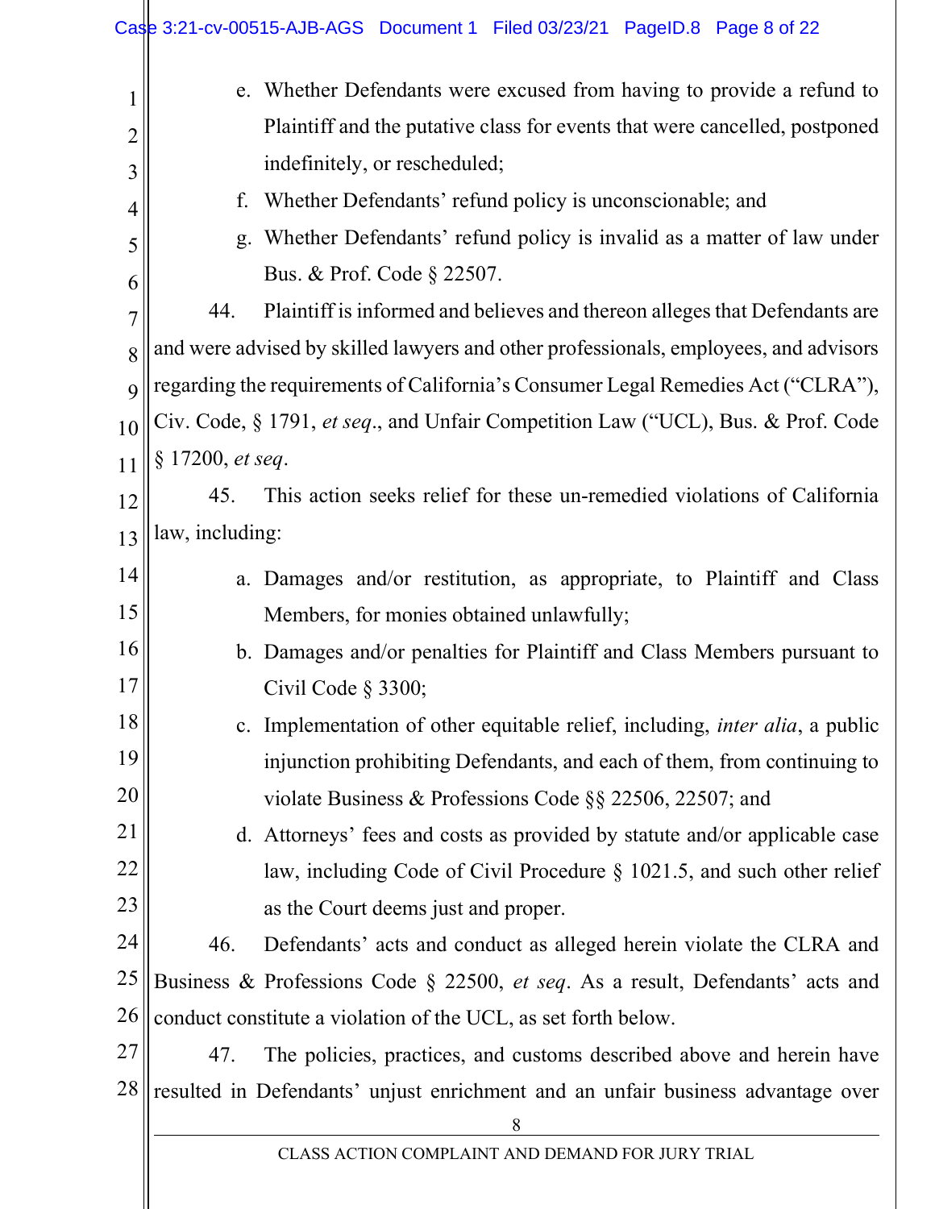e. Whether Defendants were excused from having to provide a refund to Plaintiff and the putative class for events that were cancelled, postponed indefinitely, or rescheduled;

f. Whether Defendants' refund policy is unconscionable; and

g. Whether Defendants' refund policy is invalid as a matter of law under Bus. & Prof. Code § 22507.

44. Plaintiff is informed and believes and thereon alleges that Defendants are and were advised by skilled lawyers and other professionals, employees, and advisors regarding the requirements of California's Consumer Legal Remedies Act ("CLRA"), Civ. Code, § 1791, *et seq*., and Unfair Competition Law ("UCL), Bus. & Prof. Code § 17200, *et seq*.

45. This action seeks relief for these un-remedied violations of California law, including:

a. Damages and/or restitution, as appropriate, to Plaintiff and Class Members, for monies obtained unlawfully;

b. Damages and/or penalties for Plaintiff and Class Members pursuant to Civil Code § 3300;

c. Implementation of other equitable relief, including, *inter alia*, a public injunction prohibiting Defendants, and each of them, from continuing to violate Business & Professions Code §§ 22506, 22507; and

d. Attorneys' fees and costs as provided by statute and/or applicable case law, including Code of Civil Procedure § 1021.5, and such other relief as the Court deems just and proper.

46. Defendants' acts and conduct as alleged herein violate the CLRA and Business & Professions Code § 22500, *et seq*. As a result, Defendants' acts and conduct constitute a violation of the UCL, as set forth below.

47. The policies, practices, and customs described above and herein have resulted in Defendants' unjust enrichment and an unfair business advantage over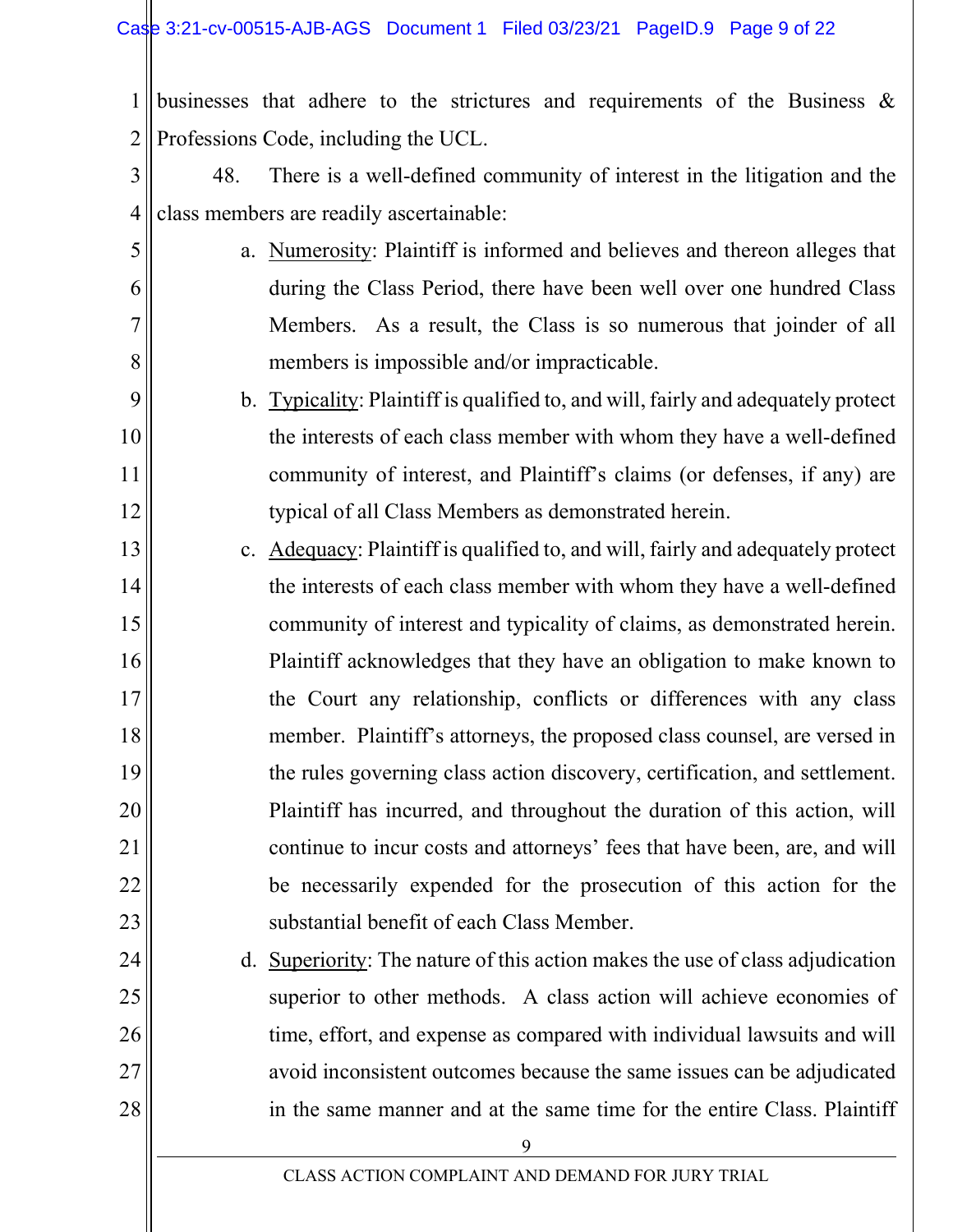businesses that adhere to the strictures and requirements of the Business & Professions Code, including the UCL.

48. There is a well-defined community of interest in the litigation and the class members are readily ascertainable:

a. Numerosity: Plaintiff is informed and believes and thereon alleges that during the Class Period, there have been well over one hundred Class Members. As a result, the Class is so numerous that joinder of all members is impossible and/or impracticable.

b. Typicality: Plaintiff is qualified to, and will, fairly and adequately protect the interests of each class member with whom they have a well-defined community of interest, and Plaintiff's claims (or defenses, if any) are typical of all Class Members as demonstrated herein.

c. Adequacy: Plaintiff is qualified to, and will, fairly and adequately protect the interests of each class member with whom they have a well-defined community of interest and typicality of claims, as demonstrated herein. Plaintiff acknowledges that they have an obligation to make known to the Court any relationship, conflicts or differences with any class member. Plaintiff's attorneys, the proposed class counsel, are versed in the rules governing class action discovery, certification, and settlement. Plaintiff has incurred, and throughout the duration of this action, will continue to incur costs and attorneys' fees that have been, are, and will be necessarily expended for the prosecution of this action for the substantial benefit of each Class Member.

d. Superiority: The nature of this action makes the use of class adjudication superior to other methods. A class action will achieve economies of time, effort, and expense as compared with individual lawsuits and will avoid inconsistent outcomes because the same issues can be adjudicated in the same manner and at the same time for the entire Class. Plaintiff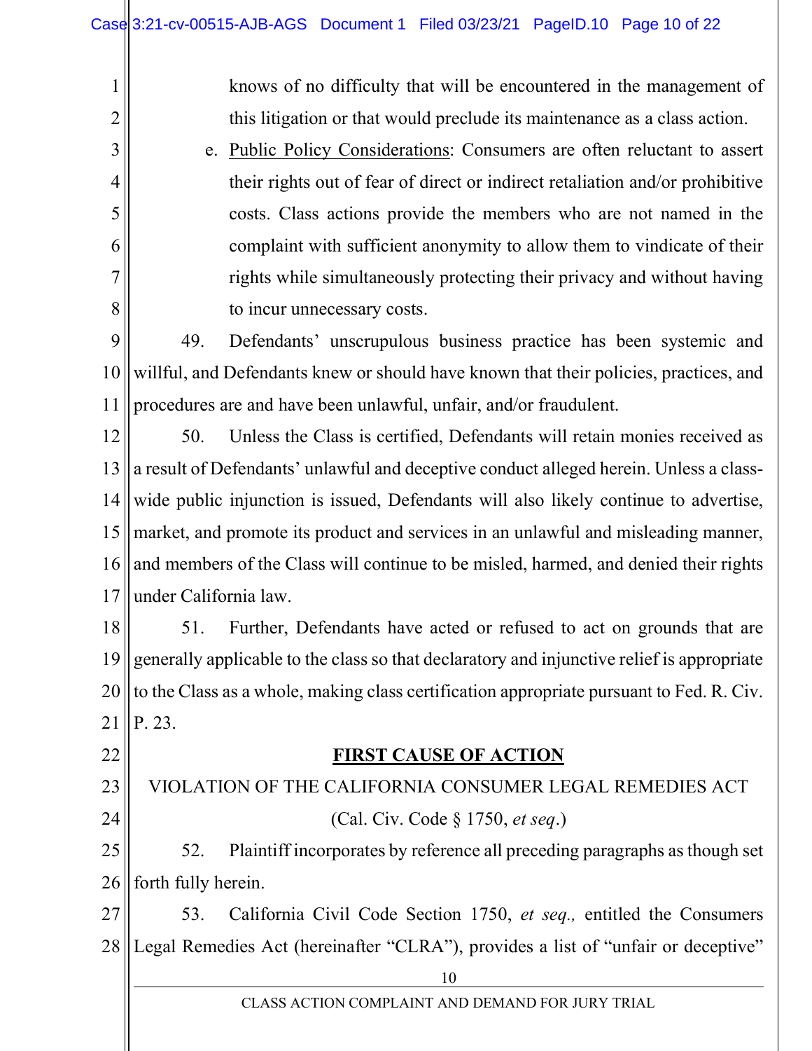knows of no difficulty that will be encountered in the management of this litigation or that would preclude its maintenance as a class action.

e. Public Policy Considerations: Consumers are often reluctant to assert their rights out of fear of direct or indirect retaliation and/or prohibitive costs. Class actions provide the members who are not named in the complaint with sufficient anonymity to allow them to vindicate of their rights while simultaneously protecting their privacy and without having to incur unnecessary costs.

49. Defendants' unscrupulous business practice has been systemic and willful, and Defendants knew or should have known that their policies, practices, and procedures are and have been unlawful, unfair, and/or fraudulent.

50. Unless the Class is certified, Defendants will retain monies received as a result of Defendants' unlawful and deceptive conduct alleged herein. Unless a class-wide public injunction is issued, Defendants will also likely continue to advertise, market, and promote its product and services in an unlawful and misleading manner, and members of the Class will continue to be misled, harmed, and denied their rights under California law.

51. Further, Defendants have acted or refused to act on grounds that are generally applicable to the class so that declaratory and injunctive relief is appropriate to the Class as a whole, making class certification appropriate pursuant to Fed. R. Civ. P. 23.

**FIRST CAUSE OF ACTION**

VIOLATION OF THE CALIFORNIA CONSUMER LEGAL REMEDIES ACT

(Cal. Civ. Code § 1750, *et seq*.)

52. Plaintiff incorporates by reference all preceding paragraphs as though set forth fully herein.

53. California Civil Code Section 1750, *et seq.,* entitled the Consumers Legal Remedies Act (hereinafter "CLRA"), provides a list of "unfair or deceptive"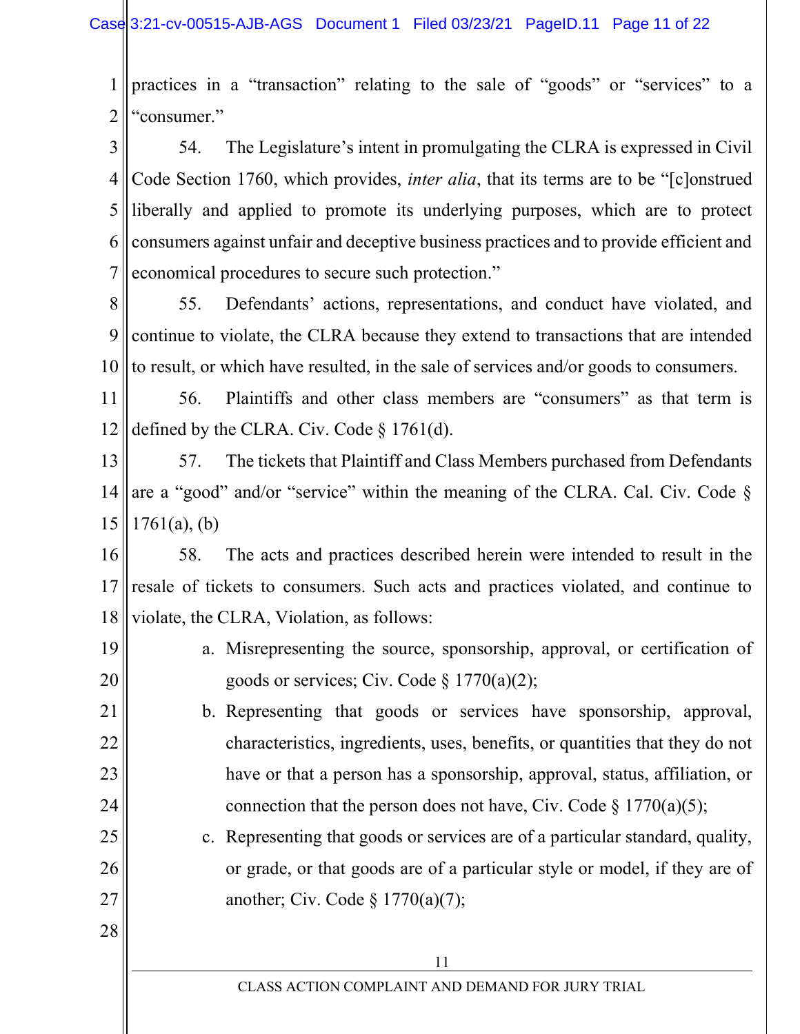practices in a "transaction" relating to the sale of "goods" or "services" to a "consumer."

54. The Legislature's intent in promulgating the CLRA is expressed in Civil Code Section 1760, which provides, *inter alia*, that its terms are to be "[c]onstrued liberally and applied to promote its underlying purposes, which are to protect consumers against unfair and deceptive business practices and to provide efficient and economical procedures to secure such protection."

55. Defendants' actions, representations, and conduct have violated, and continue to violate, the CLRA because they extend to transactions that are intended to result, or which have resulted, in the sale of services and/or goods to consumers.

56. Plaintiffs and other class members are "consumers" as that term is defined by the CLRA. Civ. Code § 1761(d).

57. The tickets that Plaintiff and Class Members purchased from Defendants are a "good" and/or "service" within the meaning of the CLRA. Cal. Civ. Code § 1761(a), (b)

58. The acts and practices described herein were intended to result in the resale of tickets to consumers. Such acts and practices violated, and continue to violate, the CLRA, Violation, as follows:

a. Misrepresenting the source, sponsorship, approval, or certification of goods or services; Civ. Code § 1770(a)(2);
b. Representing that goods or services have sponsorship, approval, characteristics, ingredients, uses, benefits, or quantities that they do not have or that a person has a sponsorship, approval, status, affiliation, or connection that the person does not have, Civ. Code § 1770(a)(5);
c. Representing that goods or services are of a particular standard, quality, or grade, or that goods are of a particular style or model, if they are of another; Civ. Code § 1770(a)(7);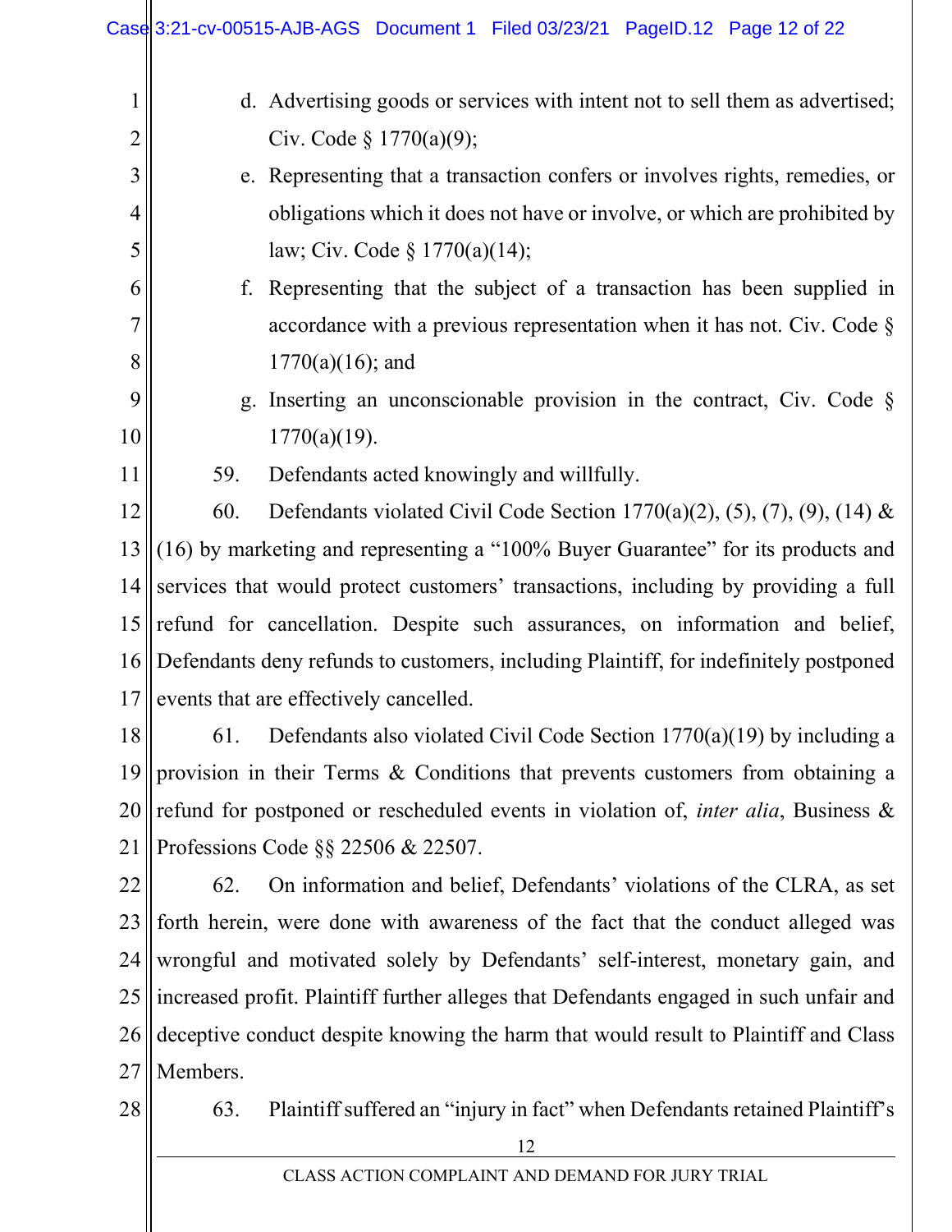d. Advertising goods or services with intent not to sell them as advertised; Civ. Code § 1770(a)(9);

e. Representing that a transaction confers or involves rights, remedies, or obligations which it does not have or involve, or which are prohibited by law; Civ. Code § 1770(a)(14);

f. Representing that the subject of a transaction has been supplied in accordance with a previous representation when it has not. Civ. Code § 1770(a)(16); and

g. Inserting an unconscionable provision in the contract, Civ. Code § 1770(a)(19).

59. Defendants acted knowingly and willfully.

60. Defendants violated Civil Code Section 1770(a)(2), (5), (7), (9), (14) & (16) by marketing and representing a "100% Buyer Guarantee" for its products and services that would protect customers' transactions, including by providing a full refund for cancellation. Despite such assurances, on information and belief, Defendants deny refunds to customers, including Plaintiff, for indefinitely postponed events that are effectively cancelled.

61. Defendants also violated Civil Code Section 1770(a)(19) by including a provision in their Terms & Conditions that prevents customers from obtaining a refund for postponed or rescheduled events in violation of, *inter alia*, Business & Professions Code §§ 22506 & 22507.

62. On information and belief, Defendants' violations of the CLRA, as set forth herein, were done with awareness of the fact that the conduct alleged was wrongful and motivated solely by Defendants' self-interest, monetary gain, and increased profit. Plaintiff further alleges that Defendants engaged in such unfair and deceptive conduct despite knowing the harm that would result to Plaintiff and Class Members.

63. Plaintiff suffered an "injury in fact" when Defendants retained Plaintiff's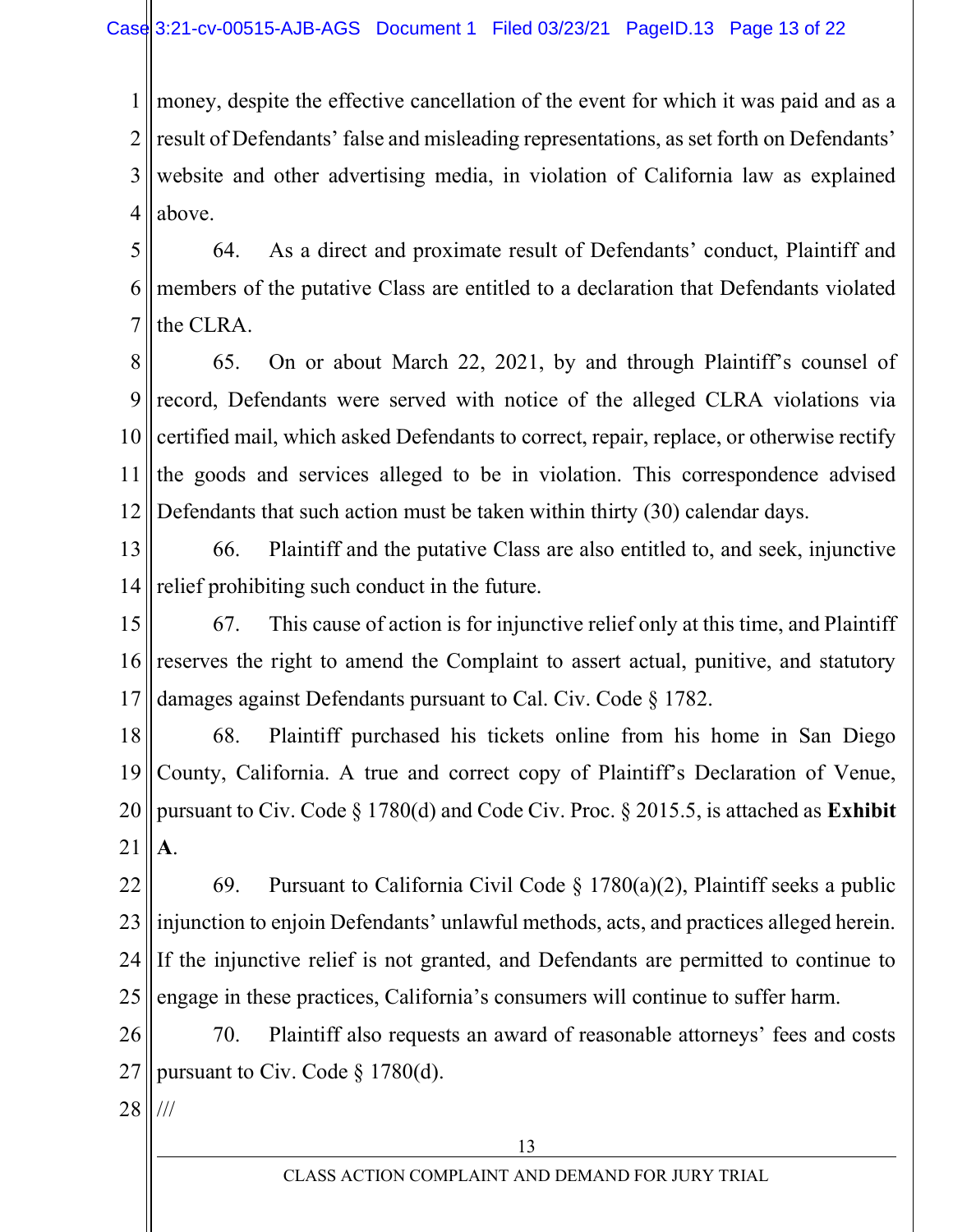money, despite the effective cancellation of the event for which it was paid and as a result of Defendants' false and misleading representations, as set forth on Defendants' website and other advertising media, in violation of California law as explained above.

64. As a direct and proximate result of Defendants' conduct, Plaintiff and members of the putative Class are entitled to a declaration that Defendants violated the CLRA.

65. On or about March 22, 2021, by and through Plaintiff's counsel of record, Defendants were served with notice of the alleged CLRA violations via certified mail, which asked Defendants to correct, repair, replace, or otherwise rectify the goods and services alleged to be in violation. This correspondence advised Defendants that such action must be taken within thirty (30) calendar days.

66. Plaintiff and the putative Class are also entitled to, and seek, injunctive relief prohibiting such conduct in the future.

67. This cause of action is for injunctive relief only at this time, and Plaintiff reserves the right to amend the Complaint to assert actual, punitive, and statutory damages against Defendants pursuant to Cal. Civ. Code § 1782.

68. Plaintiff purchased his tickets online from his home in San Diego County, California. A true and correct copy of Plaintiff's Declaration of Venue, pursuant to Civ. Code § 1780(d) and Code Civ. Proc. § 2015.5, is attached as **Exhibit A**.

69. Pursuant to California Civil Code § 1780(a)(2), Plaintiff seeks a public injunction to enjoin Defendants' unlawful methods, acts, and practices alleged herein. If the injunctive relief is not granted, and Defendants are permitted to continue to engage in these practices, California's consumers will continue to suffer harm.

70. Plaintiff also requests an award of reasonable attorneys' fees and costs pursuant to Civ. Code § 1780(d).

///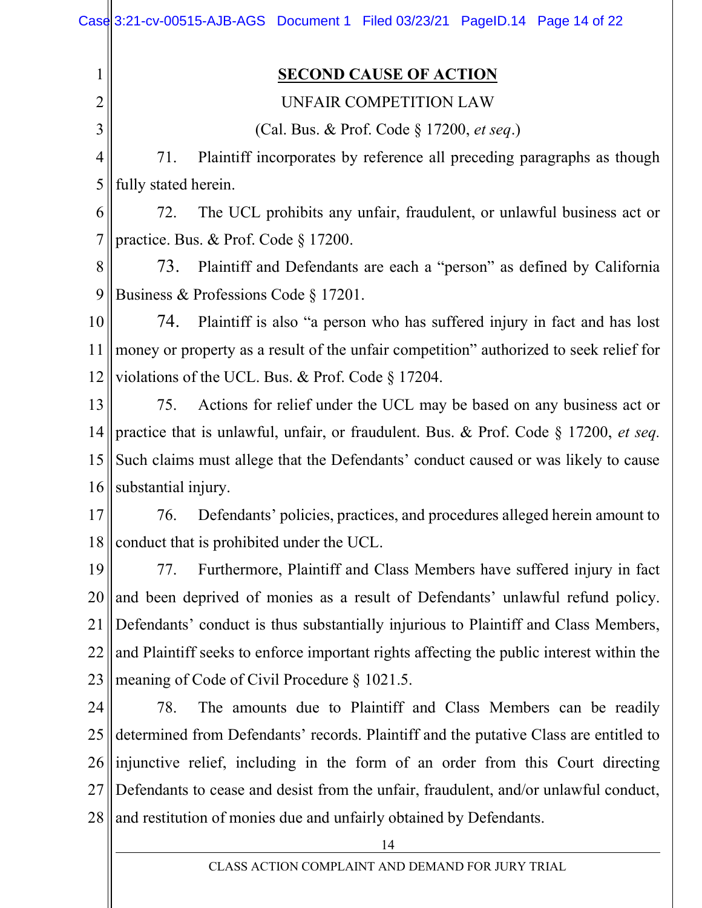## SECOND CAUSE OF ACTION

UNFAIR COMPETITION LAW

(Cal. Bus. & Prof. Code § 17200, *et seq*.)

71. Plaintiff incorporates by reference all preceding paragraphs as though fully stated herein.

72. The UCL prohibits any unfair, fraudulent, or unlawful business act or practice. Bus. & Prof. Code § 17200.

73. Plaintiff and Defendants are each a "person" as defined by California Business & Professions Code § 17201.

74. Plaintiff is also "a person who has suffered injury in fact and has lost money or property as a result of the unfair competition" authorized to seek relief for violations of the UCL. Bus. & Prof. Code § 17204.

75. Actions for relief under the UCL may be based on any business act or practice that is unlawful, unfair, or fraudulent. Bus. & Prof. Code § 17200, *et seq.* Such claims must allege that the Defendants' conduct caused or was likely to cause substantial injury.

76. Defendants' policies, practices, and procedures alleged herein amount to conduct that is prohibited under the UCL.

77. Furthermore, Plaintiff and Class Members have suffered injury in fact and been deprived of monies as a result of Defendants' unlawful refund policy. Defendants' conduct is thus substantially injurious to Plaintiff and Class Members, and Plaintiff seeks to enforce important rights affecting the public interest within the meaning of Code of Civil Procedure § 1021.5.

78. The amounts due to Plaintiff and Class Members can be readily determined from Defendants' records. Plaintiff and the putative Class are entitled to injunctive relief, including in the form of an order from this Court directing Defendants to cease and desist from the unfair, fraudulent, and/or unlawful conduct, and restitution of monies due and unfairly obtained by Defendants.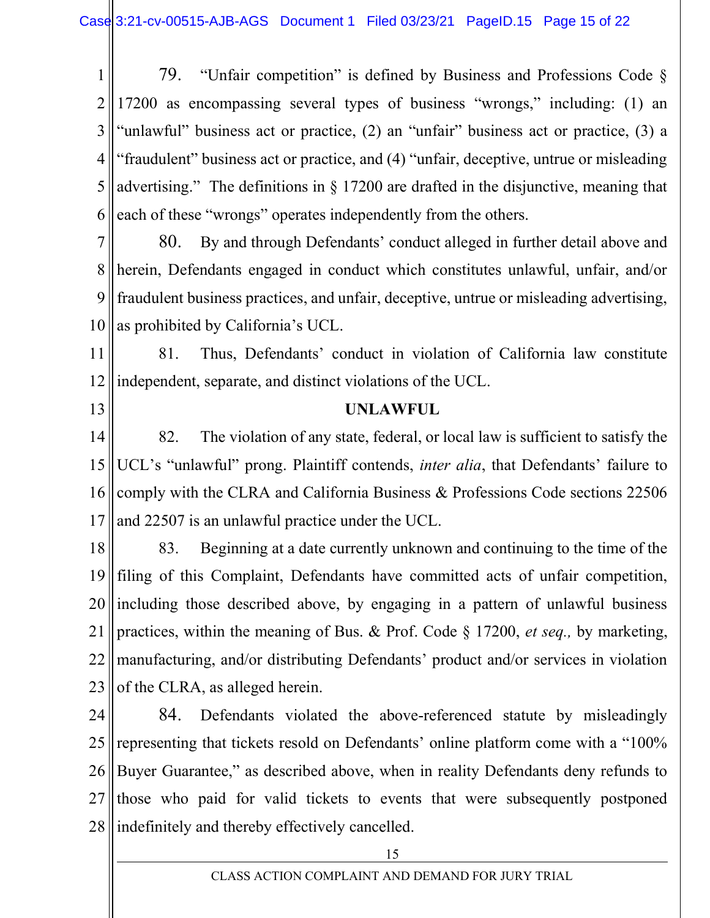79. "Unfair competition" is defined by Business and Professions Code § 17200 as encompassing several types of business "wrongs," including: (1) an "unlawful" business act or practice, (2) an "unfair" business act or practice, (3) a "fraudulent" business act or practice, and (4) "unfair, deceptive, untrue or misleading advertising." The definitions in § 17200 are drafted in the disjunctive, meaning that each of these "wrongs" operates independently from the others.

80. By and through Defendants' conduct alleged in further detail above and herein, Defendants engaged in conduct which constitutes unlawful, unfair, and/or fraudulent business practices, and unfair, deceptive, untrue or misleading advertising, as prohibited by California's UCL.

81. Thus, Defendants' conduct in violation of California law constitute independent, separate, and distinct violations of the UCL.

**UNLAWFUL**

82. The violation of any state, federal, or local law is sufficient to satisfy the UCL's "unlawful" prong. Plaintiff contends, *inter alia*, that Defendants' failure to comply with the CLRA and California Business & Professions Code sections 22506 and 22507 is an unlawful practice under the UCL.

83. Beginning at a date currently unknown and continuing to the time of the filing of this Complaint, Defendants have committed acts of unfair competition, including those described above, by engaging in a pattern of unlawful business practices, within the meaning of Bus. & Prof. Code § 17200, *et seq.,* by marketing, manufacturing, and/or distributing Defendants' product and/or services in violation of the CLRA, as alleged herein.

84. Defendants violated the above-referenced statute by misleadingly representing that tickets resold on Defendants' online platform come with a "100% Buyer Guarantee," as described above, when in reality Defendants deny refunds to those who paid for valid tickets to events that were subsequently postponed indefinitely and thereby effectively cancelled.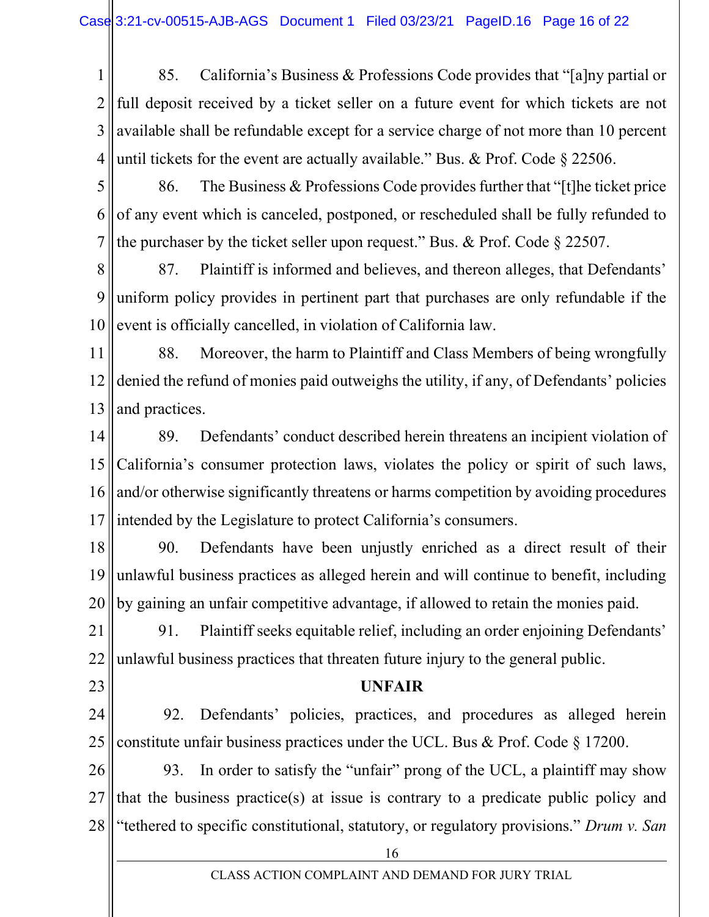85. California's Business & Professions Code provides that "[a]ny partial or full deposit received by a ticket seller on a future event for which tickets are not available shall be refundable except for a service charge of not more than 10 percent until tickets for the event are actually available." Bus. & Prof. Code § 22506.

86. The Business & Professions Code provides further that "[t]he ticket price of any event which is canceled, postponed, or rescheduled shall be fully refunded to the purchaser by the ticket seller upon request." Bus. & Prof. Code § 22507.

87. Plaintiff is informed and believes, and thereon alleges, that Defendants' uniform policy provides in pertinent part that purchases are only refundable if the event is officially cancelled, in violation of California law.

88. Moreover, the harm to Plaintiff and Class Members of being wrongfully denied the refund of monies paid outweighs the utility, if any, of Defendants' policies and practices.

89. Defendants' conduct described herein threatens an incipient violation of California's consumer protection laws, violates the policy or spirit of such laws, and/or otherwise significantly threatens or harms competition by avoiding procedures intended by the Legislature to protect California's consumers.

90. Defendants have been unjustly enriched as a direct result of their unlawful business practices as alleged herein and will continue to benefit, including by gaining an unfair competitive advantage, if allowed to retain the monies paid.

91. Plaintiff seeks equitable relief, including an order enjoining Defendants' unlawful business practices that threaten future injury to the general public.

**UNFAIR**

92. Defendants' policies, practices, and procedures as alleged herein constitute unfair business practices under the UCL. Bus & Prof. Code § 17200.

93. In order to satisfy the "unfair" prong of the UCL, a plaintiff may show that the business practice(s) at issue is contrary to a predicate public policy and "tethered to specific constitutional, statutory, or regulatory provisions." *Drum v. San*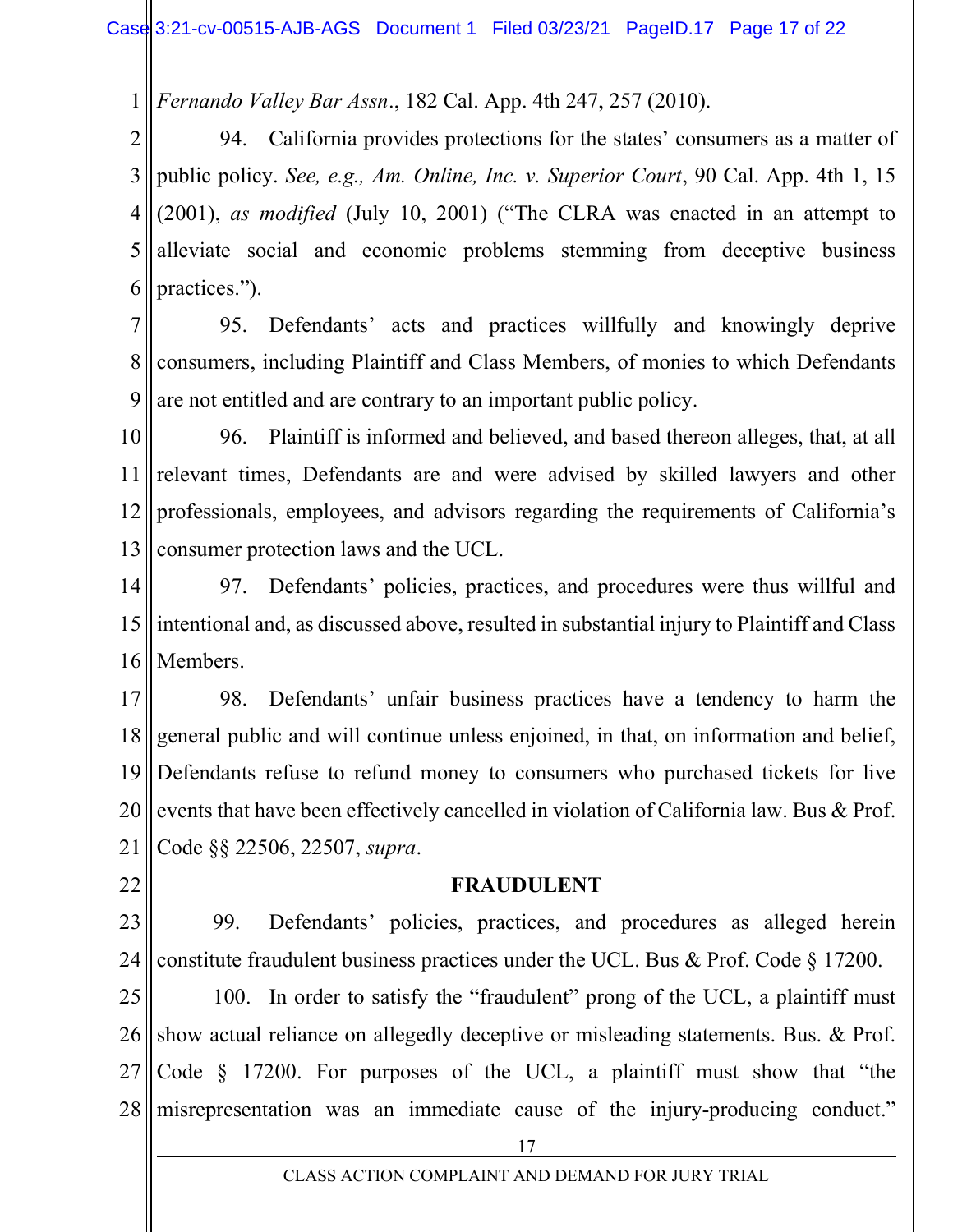*Fernando Valley Bar Assn*., 182 Cal. App. 4th 247, 257 (2010).

94. California provides protections for the states' consumers as a matter of public policy. *See, e.g., Am. Online, Inc. v. Superior Court*, 90 Cal. App. 4th 1, 15 (2001), *as modified* (July 10, 2001) ("The CLRA was enacted in an attempt to alleviate social and economic problems stemming from deceptive business practices.").

95. Defendants' acts and practices willfully and knowingly deprive consumers, including Plaintiff and Class Members, of monies to which Defendants are not entitled and are contrary to an important public policy.

96. Plaintiff is informed and believed, and based thereon alleges, that, at all relevant times, Defendants are and were advised by skilled lawyers and other professionals, employees, and advisors regarding the requirements of California's consumer protection laws and the UCL.

97. Defendants' policies, practices, and procedures were thus willful and intentional and, as discussed above, resulted in substantial injury to Plaintiff and Class Members.

98. Defendants' unfair business practices have a tendency to harm the general public and will continue unless enjoined, in that, on information and belief, Defendants refuse to refund money to consumers who purchased tickets for live events that have been effectively cancelled in violation of California law. Bus & Prof. Code §§ 22506, 22507, *supra*.

**FRAUDULENT**

99. Defendants' policies, practices, and procedures as alleged herein constitute fraudulent business practices under the UCL. Bus & Prof. Code § 17200.

100. In order to satisfy the "fraudulent" prong of the UCL, a plaintiff must show actual reliance on allegedly deceptive or misleading statements. Bus. & Prof. Code § 17200. For purposes of the UCL, a plaintiff must show that "the misrepresentation was an immediate cause of the injury-producing conduct."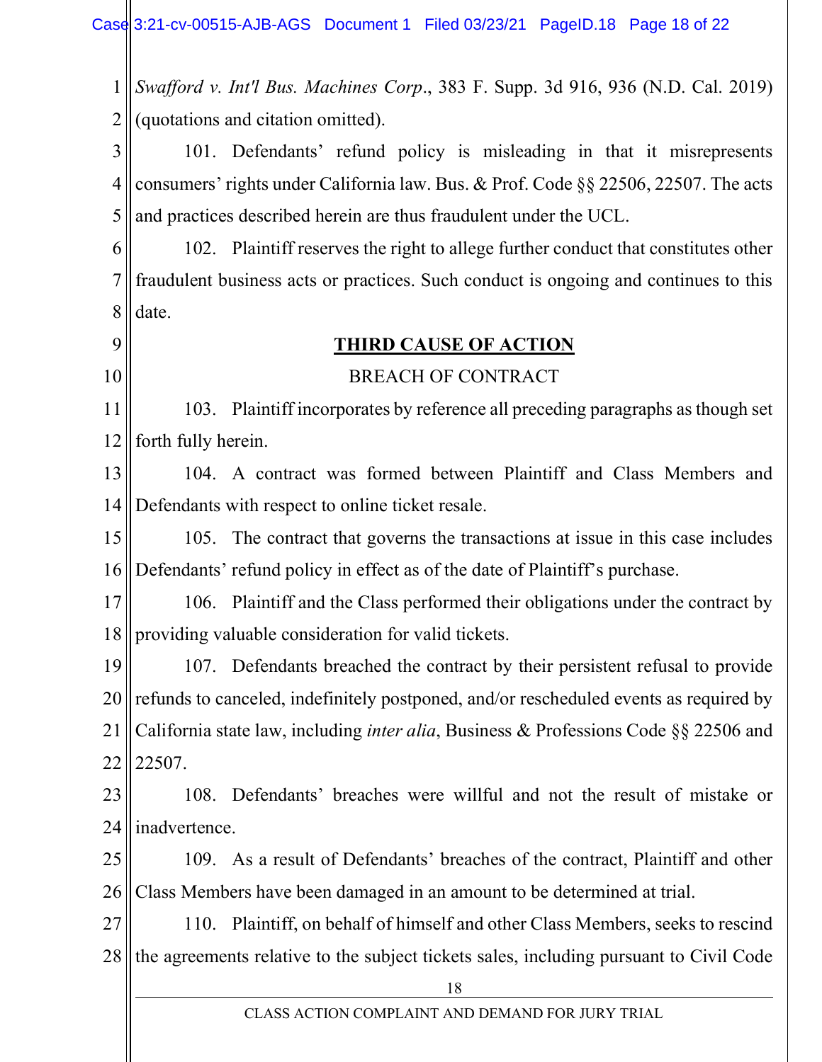*Swafford v. Int'l Bus. Machines Corp*., 383 F. Supp. 3d 916, 936 (N.D. Cal. 2019) (quotations and citation omitted).

101. Defendants' refund policy is misleading in that it misrepresents consumers' rights under California law. Bus. & Prof. Code §§ 22506, 22507. The acts and practices described herein are thus fraudulent under the UCL.

102. Plaintiff reserves the right to allege further conduct that constitutes other fraudulent business acts or practices. Such conduct is ongoing and continues to this date.

## **THIRD CAUSE OF ACTION**

### BREACH OF CONTRACT

103. Plaintiff incorporates by reference all preceding paragraphs as though set forth fully herein.

104. A contract was formed between Plaintiff and Class Members and Defendants with respect to online ticket resale.

105. The contract that governs the transactions at issue in this case includes Defendants' refund policy in effect as of the date of Plaintiff's purchase.

106. Plaintiff and the Class performed their obligations under the contract by providing valuable consideration for valid tickets.

107. Defendants breached the contract by their persistent refusal to provide refunds to canceled, indefinitely postponed, and/or rescheduled events as required by California state law, including *inter alia*, Business & Professions Code §§ 22506 and 22507.

108. Defendants' breaches were willful and not the result of mistake or inadvertence.

109. As a result of Defendants' breaches of the contract, Plaintiff and other Class Members have been damaged in an amount to be determined at trial.

110. Plaintiff, on behalf of himself and other Class Members, seeks to rescind the agreements relative to the subject tickets sales, including pursuant to Civil Code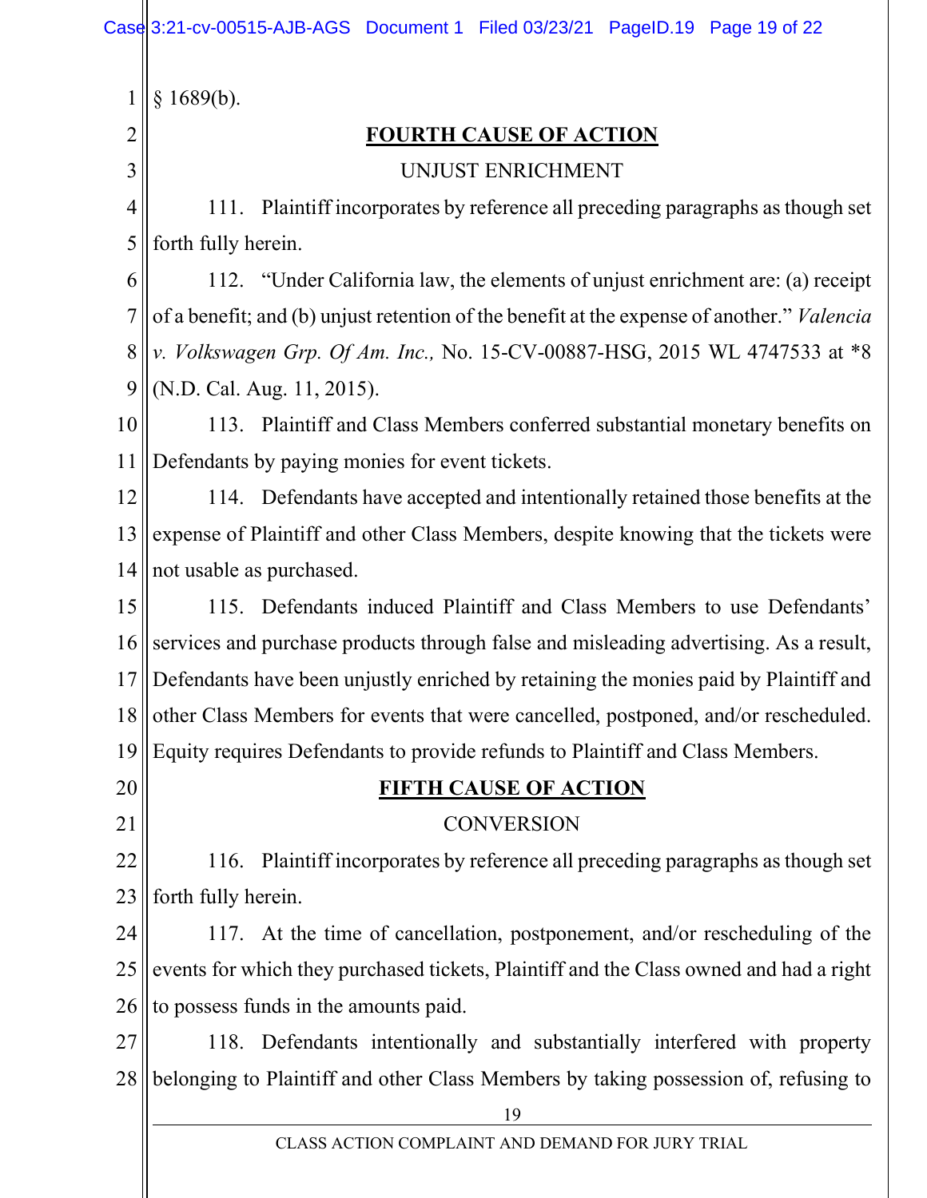§ 1689(b).

## FOURTH CAUSE OF ACTION

UNJUST ENRICHMENT

111. Plaintiff incorporates by reference all preceding paragraphs as though set forth fully herein.

112. "Under California law, the elements of unjust enrichment are: (a) receipt of a benefit; and (b) unjust retention of the benefit at the expense of another." *Valencia v. Volkswagen Grp. Of Am. Inc.,* No. 15-CV-00887-HSG, 2015 WL 4747533 at *8 (N.D. Cal. Aug. 11, 2015).

113. Plaintiff and Class Members conferred substantial monetary benefits on Defendants by paying monies for event tickets.

114. Defendants have accepted and intentionally retained those benefits at the expense of Plaintiff and other Class Members, despite knowing that the tickets were not usable as purchased.

115. Defendants induced Plaintiff and Class Members to use Defendants' services and purchase products through false and misleading advertising. As a result, Defendants have been unjustly enriched by retaining the monies paid by Plaintiff and other Class Members for events that were cancelled, postponed, and/or rescheduled. Equity requires Defendants to provide refunds to Plaintiff and Class Members.

## FIFTH CAUSE OF ACTION

CONVERSION

116. Plaintiff incorporates by reference all preceding paragraphs as though set forth fully herein.

117. At the time of cancellation, postponement, and/or rescheduling of the events for which they purchased tickets, Plaintiff and the Class owned and had a right to possess funds in the amounts paid.

118. Defendants intentionally and substantially interfered with property belonging to Plaintiff and other Class Members by taking possession of, refusing to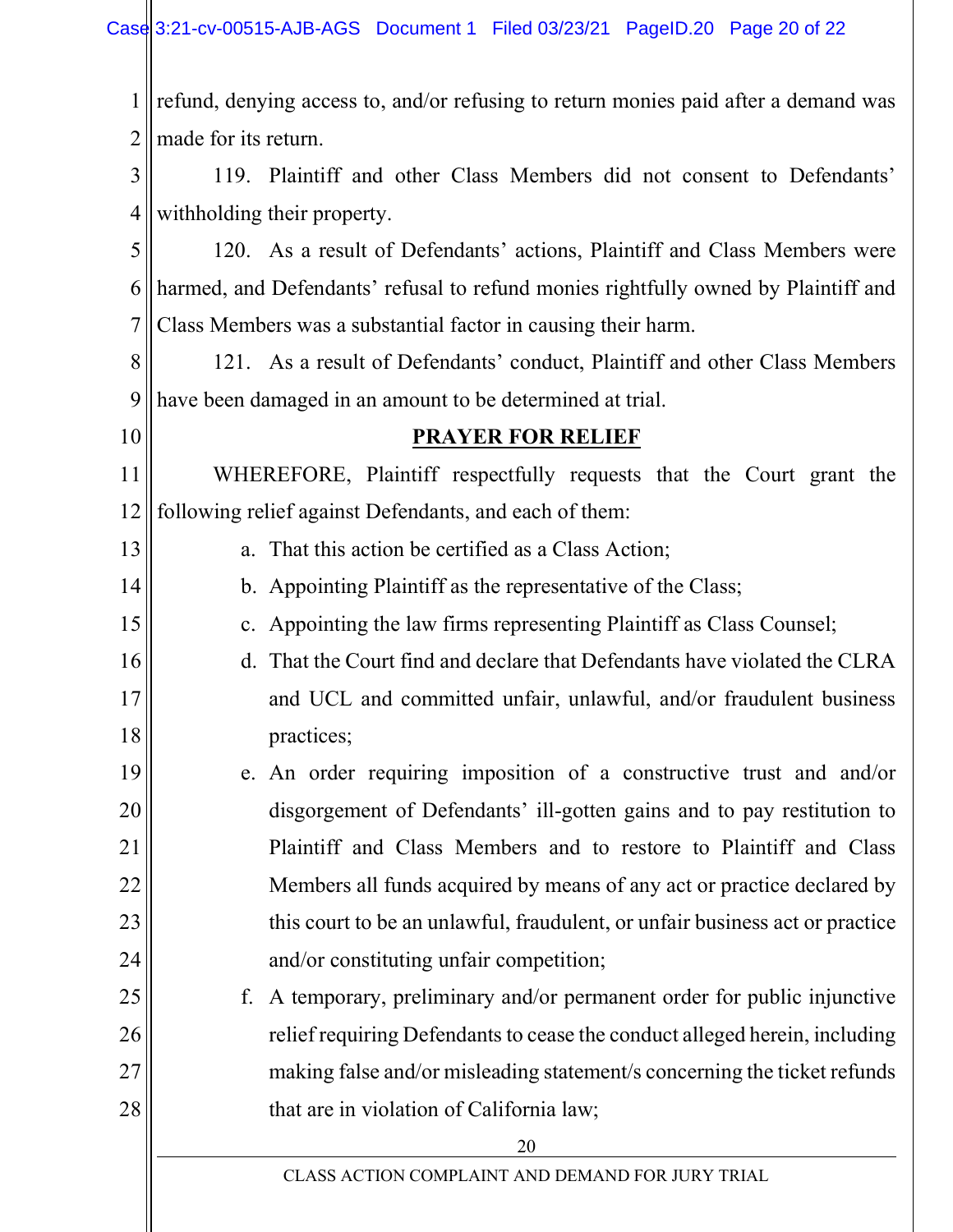refund, denying access to, and/or refusing to return monies paid after a demand was made for its return.

119. Plaintiff and other Class Members did not consent to Defendants' withholding their property.

120. As a result of Defendants' actions, Plaintiff and Class Members were harmed, and Defendants' refusal to refund monies rightfully owned by Plaintiff and Class Members was a substantial factor in causing their harm.

121. As a result of Defendants' conduct, Plaintiff and other Class Members have been damaged in an amount to be determined at trial.

## **PRAYER FOR RELIEF**

WHEREFORE, Plaintiff respectfully requests that the Court grant the following relief against Defendants, and each of them:

a. That this action be certified as a Class Action;

b. Appointing Plaintiff as the representative of the Class;

c. Appointing the law firms representing Plaintiff as Class Counsel;

d. That the Court find and declare that Defendants have violated the CLRA and UCL and committed unfair, unlawful, and/or fraudulent business practices;

e. An order requiring imposition of a constructive trust and and/or disgorgement of Defendants' ill-gotten gains and to pay restitution to Plaintiff and Class Members and to restore to Plaintiff and Class Members all funds acquired by means of any act or practice declared by this court to be an unlawful, fraudulent, or unfair business act or practice and/or constituting unfair competition;

f. A temporary, preliminary and/or permanent order for public injunctive relief requiring Defendants to cease the conduct alleged herein, including making false and/or misleading statement/s concerning the ticket refunds that are in violation of California law;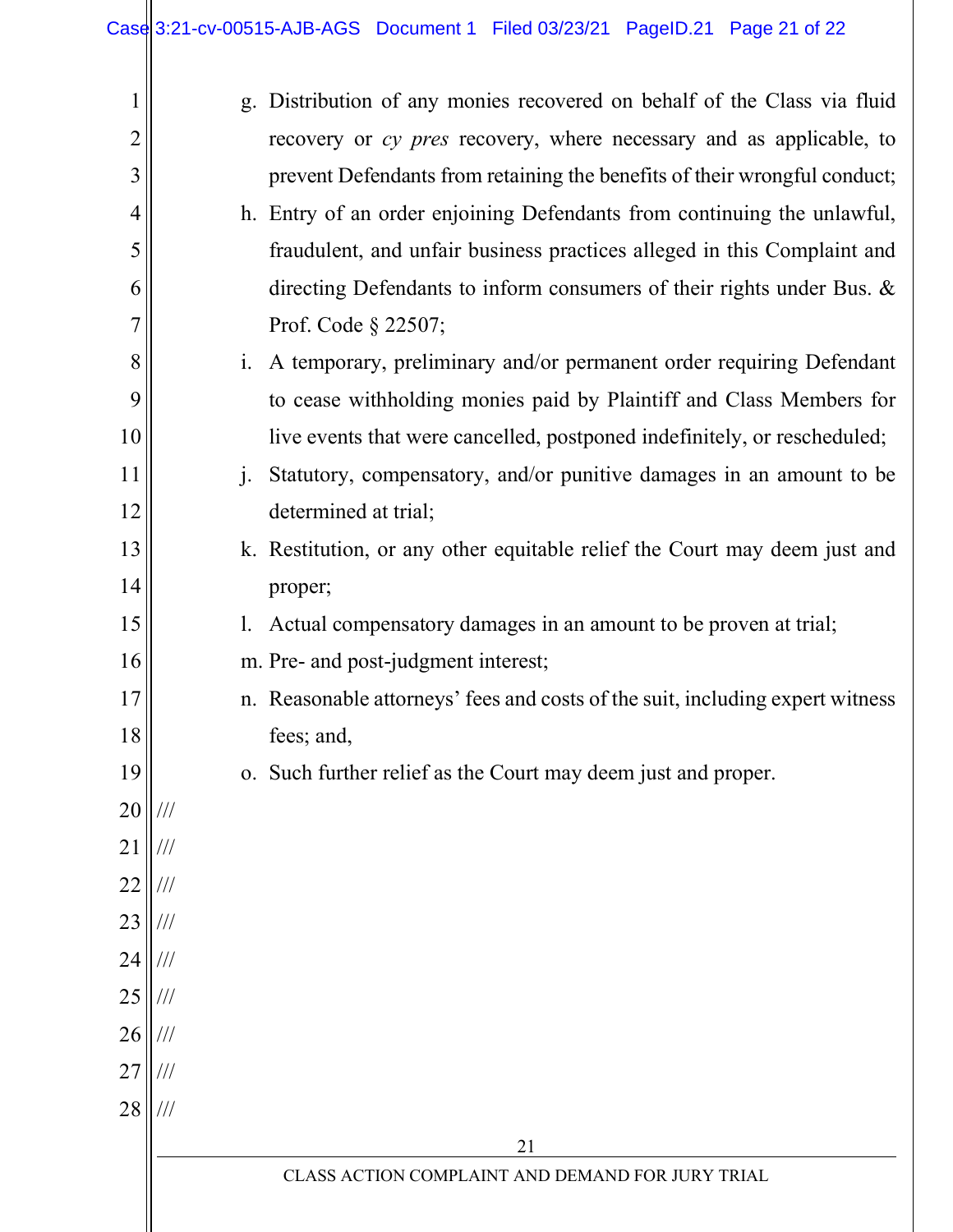g. Distribution of any monies recovered on behalf of the Class via fluid recovery or *cy pres* recovery, where necessary and as applicable, to prevent Defendants from retaining the benefits of their wrongful conduct;

h. Entry of an order enjoining Defendants from continuing the unlawful, fraudulent, and unfair business practices alleged in this Complaint and directing Defendants to inform consumers of their rights under Bus. & Prof. Code § 22507;

i. A temporary, preliminary and/or permanent order requiring Defendant to cease withholding monies paid by Plaintiff and Class Members for live events that were cancelled, postponed indefinitely, or rescheduled;

j. Statutory, compensatory, and/or punitive damages in an amount to be determined at trial;

k. Restitution, or any other equitable relief the Court may deem just and proper;

l. Actual compensatory damages in an amount to be proven at trial;

m. Pre- and post-judgment interest;

n. Reasonable attorneys' fees and costs of the suit, including expert witness fees; and,

o. Such further relief as the Court may deem just and proper.

///

///

///

///

///

///

///

///

///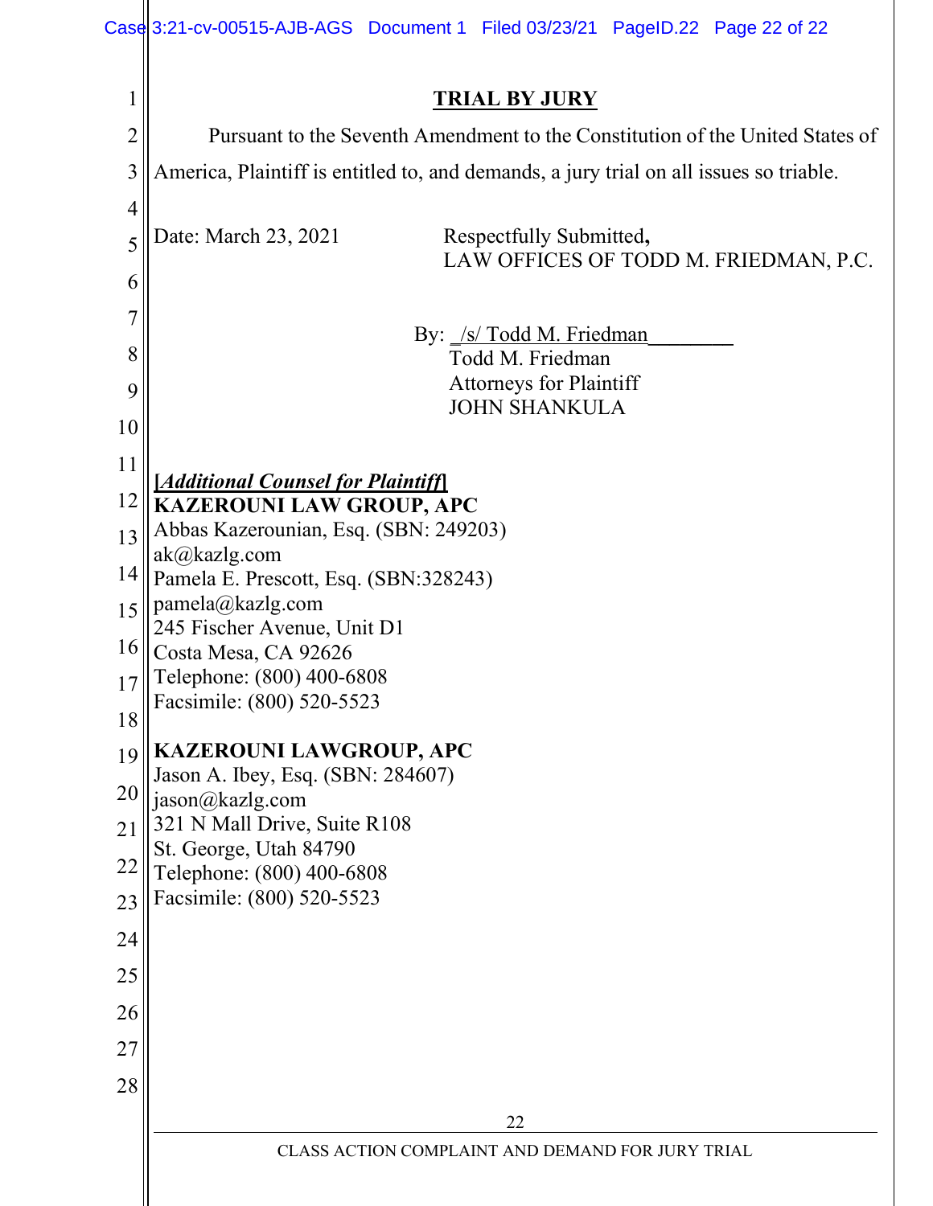## TRIAL BY JURY

Pursuant to the Seventh Amendment to the Constitution of the United States of America, Plaintiff is entitled to, and demands, a jury trial on all issues so triable.

Date: March 23, 2021

Respectfully Submitted,
LAW OFFICES OF TODD M. FRIEDMAN, P.C.

By: _/s/ Todd M. Friedman________
Todd M. Friedman
Attorneys for Plaintiff
JOHN SHANKULA

***[Additional Counsel for Plaintiff]***
**KAZEROUNI LAW GROUP, APC**
Abbas Kazerounian, Esq. (SBN: 249203)
ak@kazlg.com
Pamela E. Prescott, Esq. (SBN:328243)
pamela@kazlg.com
245 Fischer Avenue, Unit D1
Costa Mesa, CA 92626
Telephone: (800) 400-6808
Facsimile: (800) 520-5523

**KAZEROUNI LAWGROUP, APC**
Jason A. Ibey, Esq. (SBN: 284607)
jason@kazlg.com
321 N Mall Drive, Suite R108
St. George, Utah 84790
Telephone: (800) 400-6808
Facsimile: (800) 520-5523